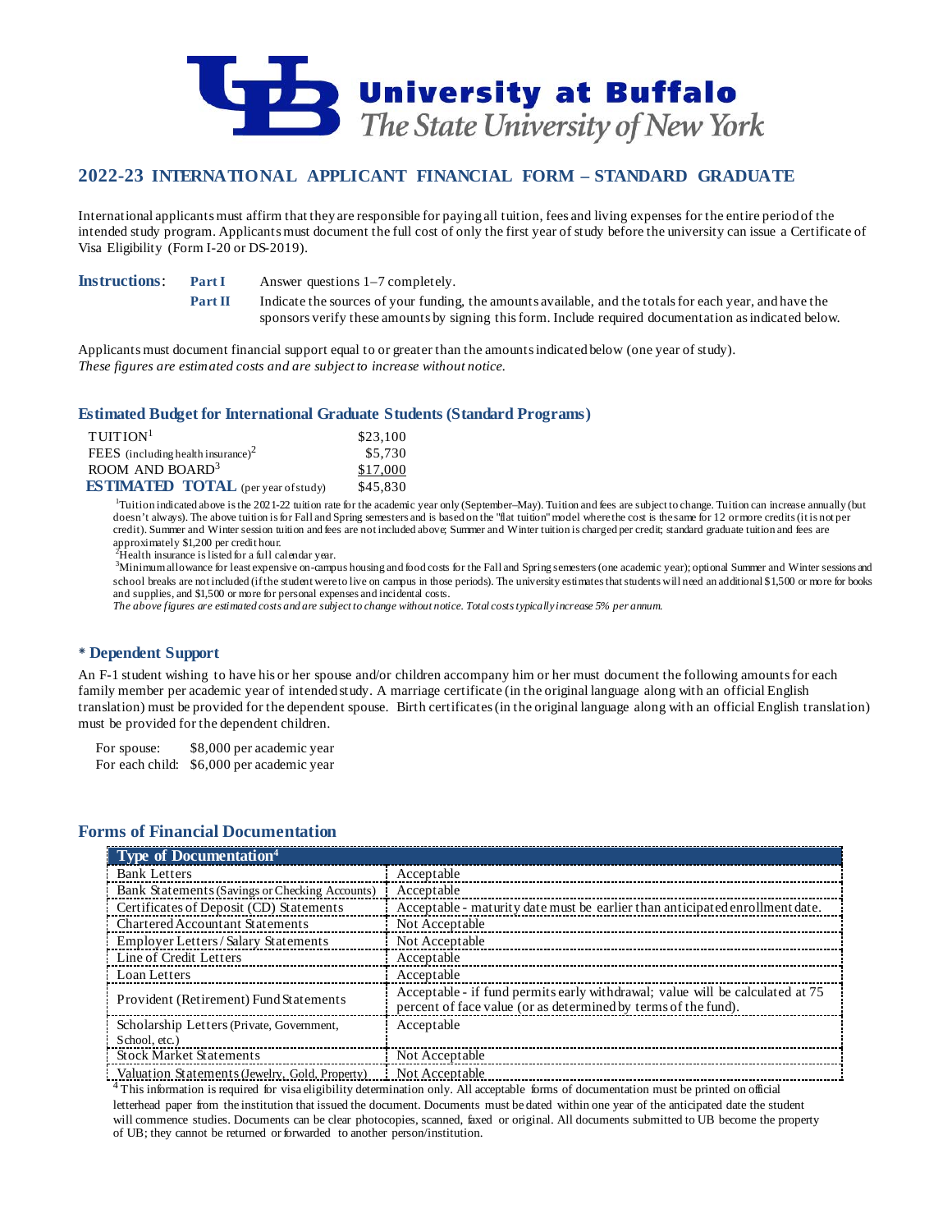# University at Buffalo
*The State University of New York*

## 2022-23 INTERNATIONAL APPLICANT FINANCIAL FORM – STANDARD GRADUATE

International applicants must affirm that they are responsible for paying all tuition, fees and living expenses for the entire period of the intended study program. Applicants must document the full cost of only the first year of study before the university can issue a Certificate of Visa Eligibility (Form I-20 or DS-2019).

**Instructions**: **Part I** Answer questions 1–7 completely.

**Part II** Indicate the sources of your funding, the amounts available, and the totals for each year, and have the sponsors verify these amounts by signing this form. Include required documentation as indicated below.

Applicants must document financial support equal to or greater than the amounts indicated below (one year of study).
*These figures are estimated costs and are subject to increase without notice.*

### Estimated Budget for International Graduate Students (Standard Programs)

| | |
|---|---|
| TUITION[1] | $23,100 |
| FEES (including health insurance)[2] | $5,730 |
| ROOM AND BOARD[3] | $17,000 |
| **ESTIMATED TOTAL** (per year of study) | $45,830 |

[1]Tuition indicated above is the 2021-22 tuition rate for the academic year only (September–May). Tuition and fees are subject to change. Tuition can increase annually (but doesn't always). The above tuition is for Fall and Spring semesters and is based on the "flat tuition" model where the cost is the same for 12 or more credits (it is not per credit). Summer and Winter session tuition and fees are not included above; Summer and Winter tuition is charged per credit; standard graduate tuition and fees are approximately $1,200 per credit hour.
[2]Health insurance is listed for a full calendar year.
[3]Minimum allowance for least expensive on-campus housing and food costs for the Fall and Spring semesters (one academic year); optional Summer and Winter sessions and school breaks are not included (if the student were to live on campus in those periods). The university estimates that students will need an additional $1,500 or more for books and supplies, and $1,500 or more for personal expenses and incidental costs.
*The above figures are estimated costs and are subject to change without notice. Total costs typically increase 5% per annum.*

### * Dependent Support

An F-1 student wishing to have his or her spouse and/or children accompany him or her must document the following amounts for each family member per academic year of intended study. A marriage certificate (in the original language along with an official English translation) must be provided for the dependent spouse. Birth certificates (in the original language along with an official English translation) must be provided for the dependent children.

For spouse: $8,000 per academic year
For each child: $6,000 per academic year

### Forms of Financial Documentation

| Type of Documentation[4] | |
|---|---|
| Bank Letters | Acceptable |
| Bank Statements (Savings or Checking Accounts) | Acceptable |
| Certificates of Deposit (CD) Statements | Acceptable - maturity date must be earlier than anticipated enrollment date. |
| Chartered Accountant Statements | Not Acceptable |
| Employer Letters / Salary Statements | Not Acceptable |
| Line of Credit Letters | Acceptable |
| Loan Letters | Acceptable |
| Provident (Retirement) Fund Statements | Acceptable - if fund permits early withdrawal; value will be calculated at 75 percent of face value (or as determined by terms of the fund). |
| Scholarship Letters (Private, Government, School, etc.) | Acceptable |
| Stock Market Statements | Not Acceptable |
| Valuation Statements (Jewelry, Gold, Property) | Not Acceptable |

[4] This information is required for visa eligibility determination only. All acceptable forms of documentation must be printed on official letterhead paper from the institution that issued the document. Documents must be dated within one year of the anticipated date the student will commence studies. Documents can be clear photocopies, scanned, faxed or original. All documents submitted to UB become the property of UB; they cannot be returned or forwarded to another person/institution.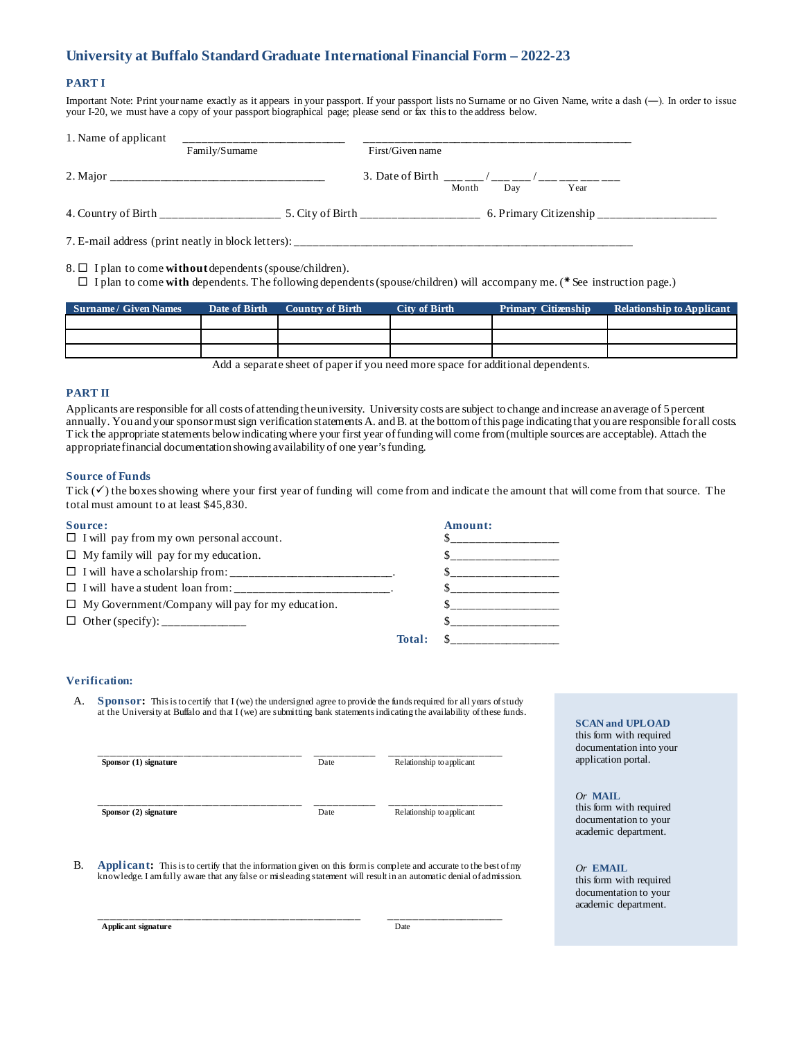## University at Buffalo Standard Graduate International Financial Form – 2022-23

### PART I

Important Note: Print your name exactly as it appears in your passport. If your passport lists no Surname or no Given Name, write a dash (—). In order to issue your I-20, we must have a copy of your passport biographical page; please send or fax this to the address below.

1. Name of applicant ____________________________ ____________________________________________

   Family/Surname First/Given name

2. Major ____________________________________ 3. Date of Birth ___ ___ / ___ ___ / ___ ___ ___ ___

   Month Day Year

4. Country of Birth ____________________ 5. City of Birth ____________________ 6. Primary Citizenship ____________________

7. E-mail address (print neatly in block letters): ____________________________________________________________

8. ☐ I plan to come **without** dependents (spouse/children).

   ☐ I plan to come **with** dependents. The following dependents (spouse/children) will accompany me. (**\*** See instruction page.)

| Surname / Given Names | Date of Birth | Country of Birth | City of Birth | Primary Citizenship | Relationship to Applicant |
|---|---|---|---|---|---|
| | | | | | |
| | | | | | |
| | | | | | |

Add a separate sheet of paper if you need more space for additional dependents.

### PART II

Applicants are responsible for all costs of attending the university. University costs are subject to change and increase an average of 5 percent annually. You and your sponsor must sign verification statements A. and B. at the bottom of this page indicating that you are responsible for all costs. Tick the appropriate statements below indicating where your first year of funding will come from (multiple sources are acceptable). Attach the appropriate financial documentation showing availability of one year's funding.

#### Source of Funds

Tick (✓) the boxes showing where your first year of funding will come from and indicate the amount that will come from that source. The total must amount to at least $45,830.

| Source: | Amount: |
|---|---|
| ☐ I will pay from my own personal account. | $__________________ |
| ☐ My family will pay for my education. | $__________________ |
| ☐ I will have a scholarship from: ____________________________. | $__________________ |
| ☐ I will have a student loan from: ___________________________. | $__________________ |
| ☐ My Government/Company will pay for my education. | $__________________ |
| ☐ Other (specify): ______________ | $__________________ |
| **Total:** | $__________________ |

#### Verification:

A. **Sponsor:** This is to certify that I (we) the undersigned agree to provide the funds required for all years of study at the University at Buffalo and that I (we) are submitting bank statements indicating the availability of these funds.

_______________________________________ ___________ _____________________

**Sponsor (1) signature** Date Relationship to applicant

_______________________________________ ___________ _____________________

**Sponsor (2) signature** Date Relationship to applicant

B. **Applicant:** This is to certify that the information given on this form is complete and accurate to the best of my knowledge. I am fully aware that any false or misleading statement will result in an automatic denial of admission.

___________________________________________________ _____________________

**Applicant signature** Date

**SCAN and UPLOAD** this form with required documentation into your application portal.

*Or* **MAIL** this form with required documentation to your academic department.

*Or* **EMAIL** this form with required documentation to your academic department.